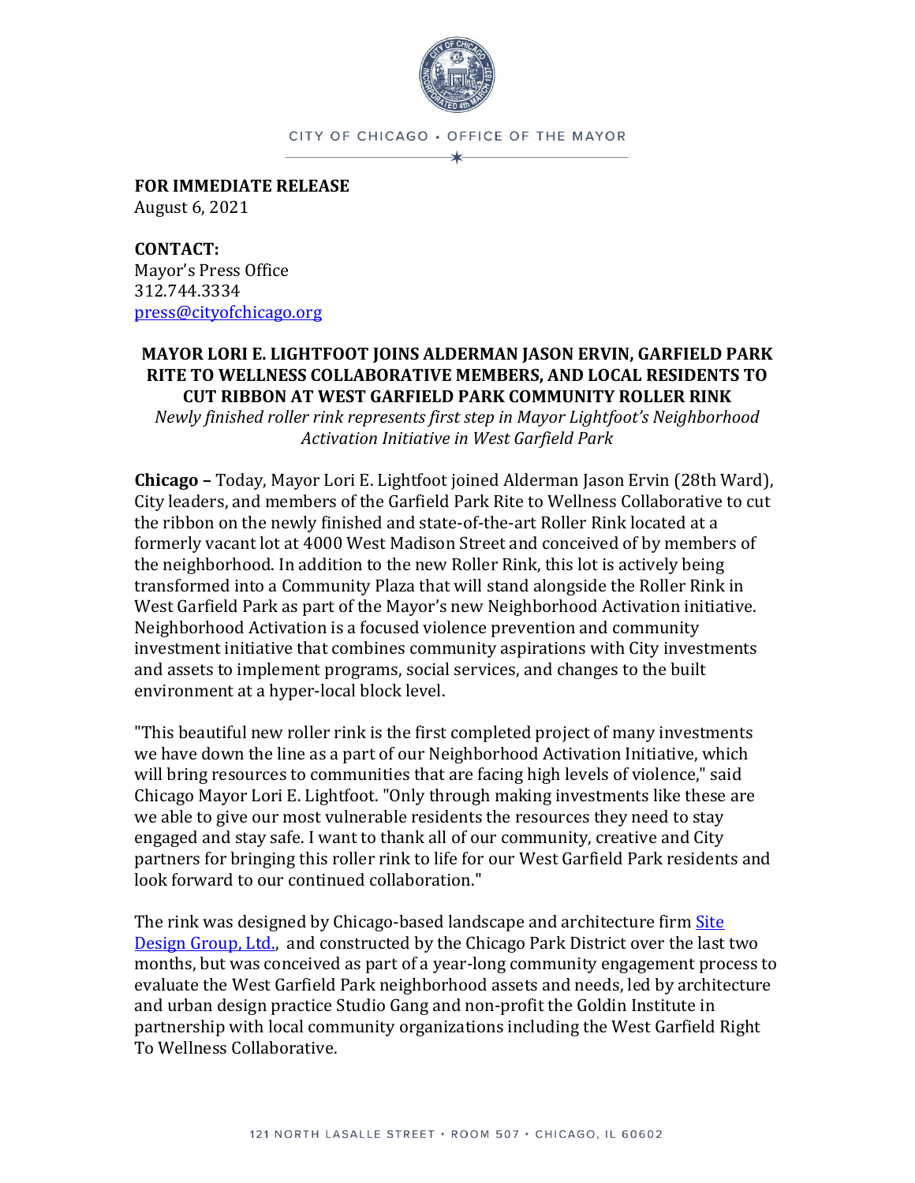CITY OF CHICAGO • OFFICE OF THE MAYOR

**FOR IMMEDIATE RELEASE**
August 6, 2021

**CONTACT:**
Mayor's Press Office
312.744.3334
[press@cityofchicago.org](mailto:press@cityofchicago.org)

**MAYOR LORI E. LIGHTFOOT JOINS ALDERMAN JASON ERVIN, GARFIELD PARK RITE TO WELLNESS COLLABORATIVE MEMBERS, AND LOCAL RESIDENTS TO CUT RIBBON AT WEST GARFIELD PARK COMMUNITY ROLLER RINK**

*Newly finished roller rink represents first step in Mayor Lightfoot's Neighborhood Activation Initiative in West Garfield Park*

**Chicago –** Today, Mayor Lori E. Lightfoot joined Alderman Jason Ervin (28th Ward), City leaders, and members of the Garfield Park Rite to Wellness Collaborative to cut the ribbon on the newly finished and state-of-the-art Roller Rink located at a formerly vacant lot at 4000 West Madison Street and conceived of by members of the neighborhood. In addition to the new Roller Rink, this lot is actively being transformed into a Community Plaza that will stand alongside the Roller Rink in West Garfield Park as part of the Mayor's new Neighborhood Activation initiative. Neighborhood Activation is a focused violence prevention and community investment initiative that combines community aspirations with City investments and assets to implement programs, social services, and changes to the built environment at a hyper-local block level.

"This beautiful new roller rink is the first completed project of many investments we have down the line as a part of our Neighborhood Activation Initiative, which will bring resources to communities that are facing high levels of violence," said Chicago Mayor Lori E. Lightfoot. "Only through making investments like these are we able to give our most vulnerable residents the resources they need to stay engaged and stay safe. I want to thank all of our community, creative and City partners for bringing this roller rink to life for our West Garfield Park residents and look forward to our continued collaboration."

The rink was designed by Chicago-based landscape and architecture firm Site Design Group, Ltd., and constructed by the Chicago Park District over the last two months, but was conceived as part of a year-long community engagement process to evaluate the West Garfield Park neighborhood assets and needs, led by architecture and urban design practice Studio Gang and non-profit the Goldin Institute in partnership with local community organizations including the West Garfield Right To Wellness Collaborative.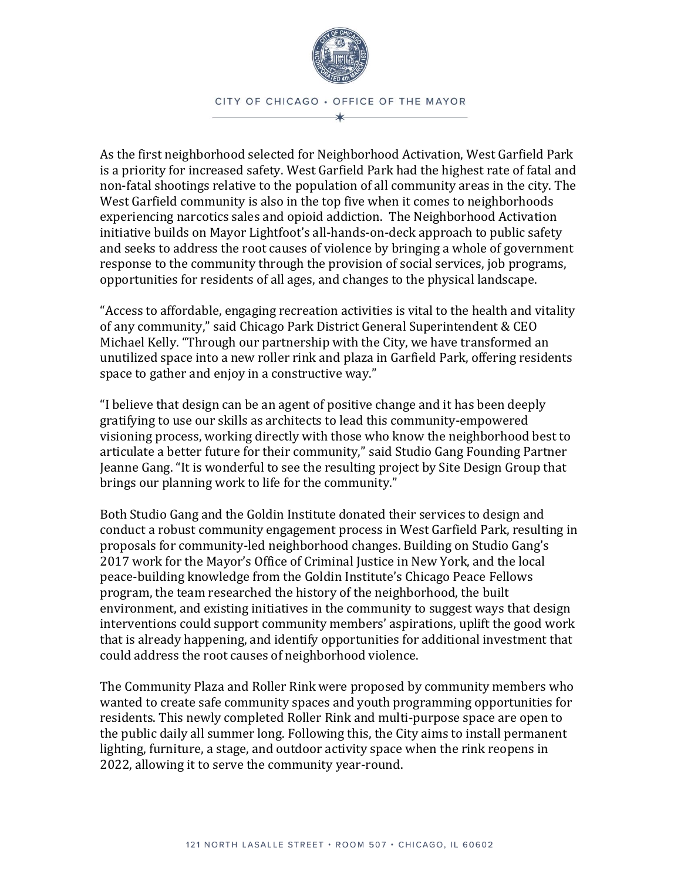As the first neighborhood selected for Neighborhood Activation, West Garfield Park is a priority for increased safety. West Garfield Park had the highest rate of fatal and non-fatal shootings relative to the population of all community areas in the city. The West Garfield community is also in the top five when it comes to neighborhoods experiencing narcotics sales and opioid addiction. The Neighborhood Activation initiative builds on Mayor Lightfoot's all-hands-on-deck approach to public safety and seeks to address the root causes of violence by bringing a whole of government response to the community through the provision of social services, job programs, opportunities for residents of all ages, and changes to the physical landscape.

"Access to affordable, engaging recreation activities is vital to the health and vitality of any community," said Chicago Park District General Superintendent & CEO Michael Kelly. "Through our partnership with the City, we have transformed an unutilized space into a new roller rink and plaza in Garfield Park, offering residents space to gather and enjoy in a constructive way."

"I believe that design can be an agent of positive change and it has been deeply gratifying to use our skills as architects to lead this community-empowered visioning process, working directly with those who know the neighborhood best to articulate a better future for their community," said Studio Gang Founding Partner Jeanne Gang. "It is wonderful to see the resulting project by Site Design Group that brings our planning work to life for the community."

Both Studio Gang and the Goldin Institute donated their services to design and conduct a robust community engagement process in West Garfield Park, resulting in proposals for community-led neighborhood changes. Building on Studio Gang's 2017 work for the Mayor's Office of Criminal Justice in New York, and the local peace-building knowledge from the Goldin Institute's Chicago Peace Fellows program, the team researched the history of the neighborhood, the built environment, and existing initiatives in the community to suggest ways that design interventions could support community members' aspirations, uplift the good work that is already happening, and identify opportunities for additional investment that could address the root causes of neighborhood violence.

The Community Plaza and Roller Rink were proposed by community members who wanted to create safe community spaces and youth programming opportunities for residents. This newly completed Roller Rink and multi-purpose space are open to the public daily all summer long. Following this, the City aims to install permanent lighting, furniture, a stage, and outdoor activity space when the rink reopens in 2022, allowing it to serve the community year-round.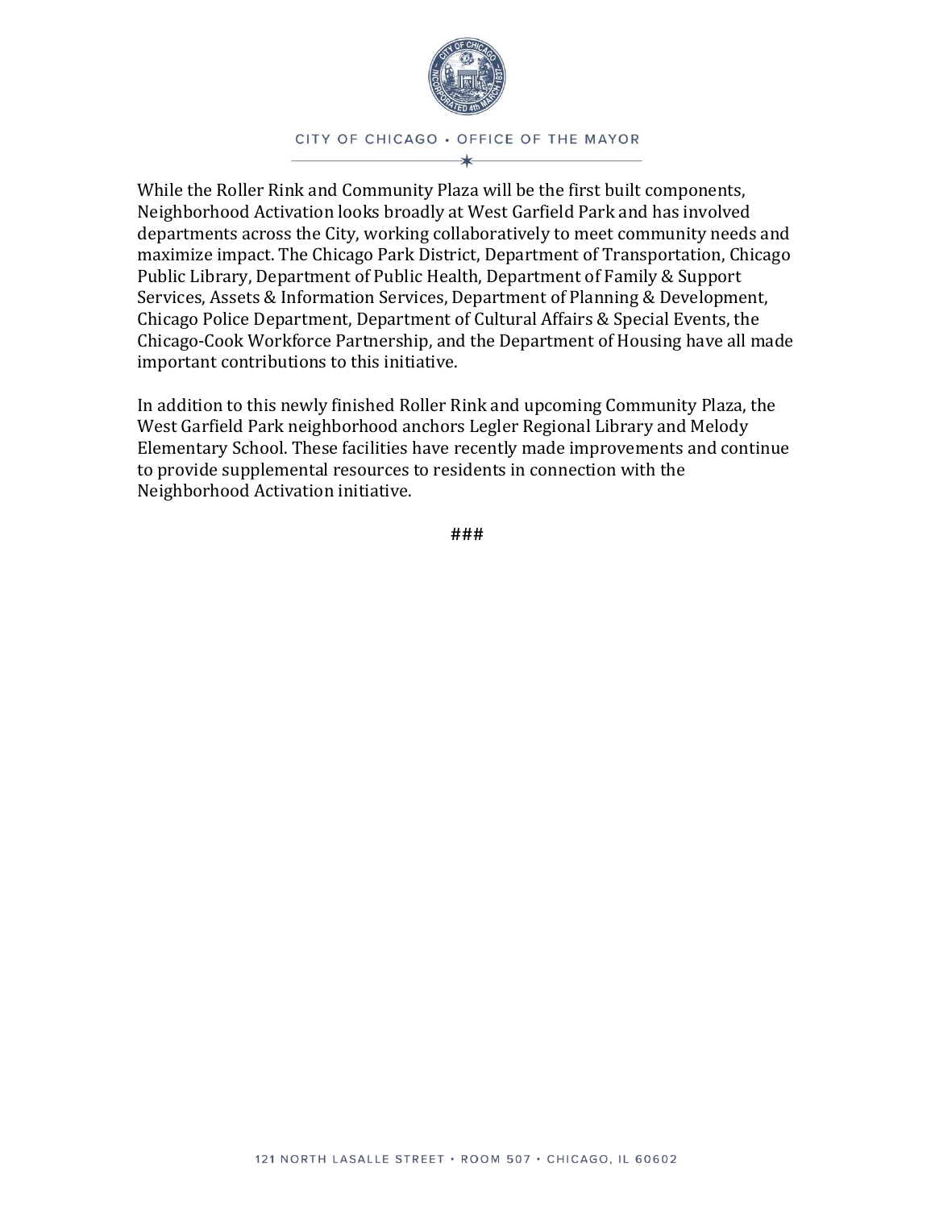While the Roller Rink and Community Plaza will be the first built components, Neighborhood Activation looks broadly at West Garfield Park and has involved departments across the City, working collaboratively to meet community needs and maximize impact. The Chicago Park District, Department of Transportation, Chicago Public Library, Department of Public Health, Department of Family & Support Services, Assets & Information Services, Department of Planning & Development, Chicago Police Department, Department of Cultural Affairs & Special Events, the Chicago-Cook Workforce Partnership, and the Department of Housing have all made important contributions to this initiative.

In addition to this newly finished Roller Rink and upcoming Community Plaza, the West Garfield Park neighborhood anchors Legler Regional Library and Melody Elementary School. These facilities have recently made improvements and continue to provide supplemental resources to residents in connection with the Neighborhood Activation initiative.

###